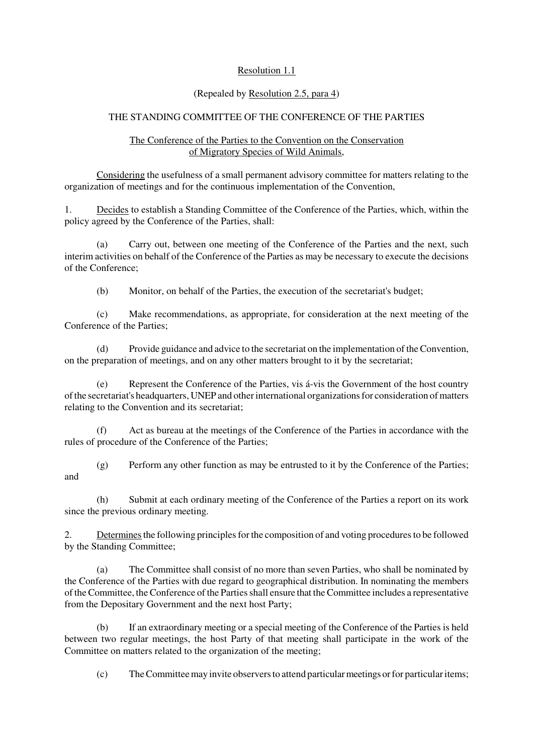Resolution 1.1

(Repealed by Resolution 2.5, para 4)

THE STANDING COMMITTEE OF THE CONFERENCE OF THE PARTIES

The Conference of the Parties to the Convention on the Conservation of Migratory Species of Wild Animals,

Considering the usefulness of a small permanent advisory committee for matters relating to the organization of meetings and for the continuous implementation of the Convention,

1. Decides to establish a Standing Committee of the Conference of the Parties, which, within the policy agreed by the Conference of the Parties, shall:

(a) Carry out, between one meeting of the Conference of the Parties and the next, such interim activities on behalf of the Conference of the Parties as may be necessary to execute the decisions of the Conference;

(b) Monitor, on behalf of the Parties, the execution of the secretariat's budget;

(c) Make recommendations, as appropriate, for consideration at the next meeting of the Conference of the Parties;

(d) Provide guidance and advice to the secretariat on the implementation of the Convention, on the preparation of meetings, and on any other matters brought to it by the secretariat;

(e) Represent the Conference of the Parties, vis á-vis the Government of the host country of the secretariat's headquarters, UNEP and other international organizations for consideration of matters relating to the Convention and its secretariat;

(f) Act as bureau at the meetings of the Conference of the Parties in accordance with the rules of procedure of the Conference of the Parties;

(g) Perform any other function as may be entrusted to it by the Conference of the Parties; and

(h) Submit at each ordinary meeting of the Conference of the Parties a report on its work since the previous ordinary meeting.

2. Determines the following principles for the composition of and voting procedures to be followed by the Standing Committee;

(a) The Committee shall consist of no more than seven Parties, who shall be nominated by the Conference of the Parties with due regard to geographical distribution. In nominating the members of the Committee, the Conference of the Parties shall ensure that the Committee includes a representative from the Depositary Government and the next host Party;

(b) If an extraordinary meeting or a special meeting of the Conference of the Parties is held between two regular meetings, the host Party of that meeting shall participate in the work of the Committee on matters related to the organization of the meeting;

(c) The Committee may invite observers to attend particular meetings or for particular items;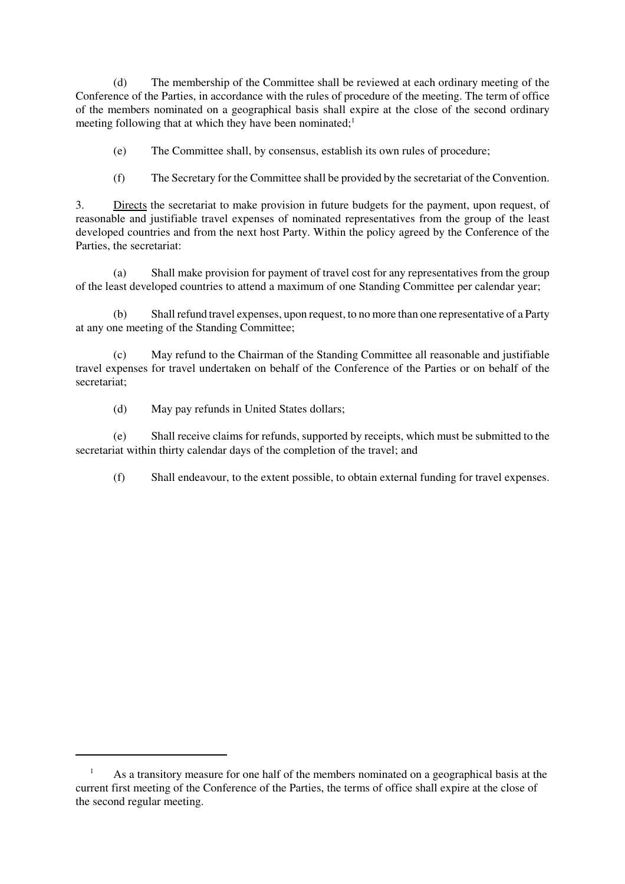(d) The membership of the Committee shall be reviewed at each ordinary meeting of the Conference of the Parties, in accordance with the rules of procedure of the meeting. The term of office of the members nominated on a geographical basis shall expire at the close of the second ordinary meeting following that at which they have been nominated;[1]

(e) The Committee shall, by consensus, establish its own rules of procedure;

(f) The Secretary for the Committee shall be provided by the secretariat of the Convention.

3. Directs the secretariat to make provision in future budgets for the payment, upon request, of reasonable and justifiable travel expenses of nominated representatives from the group of the least developed countries and from the next host Party. Within the policy agreed by the Conference of the Parties, the secretariat:

(a) Shall make provision for payment of travel cost for any representatives from the group of the least developed countries to attend a maximum of one Standing Committee per calendar year;

(b) Shall refund travel expenses, upon request, to no more than one representative of a Party at any one meeting of the Standing Committee;

(c) May refund to the Chairman of the Standing Committee all reasonable and justifiable travel expenses for travel undertaken on behalf of the Conference of the Parties or on behalf of the secretariat;

(d) May pay refunds in United States dollars;

(e) Shall receive claims for refunds, supported by receipts, which must be submitted to the secretariat within thirty calendar days of the completion of the travel; and

(f) Shall endeavour, to the extent possible, to obtain external funding for travel expenses.

---

[1] As a transitory measure for one half of the members nominated on a geographical basis at the current first meeting of the Conference of the Parties, the terms of office shall expire at the close of the second regular meeting.